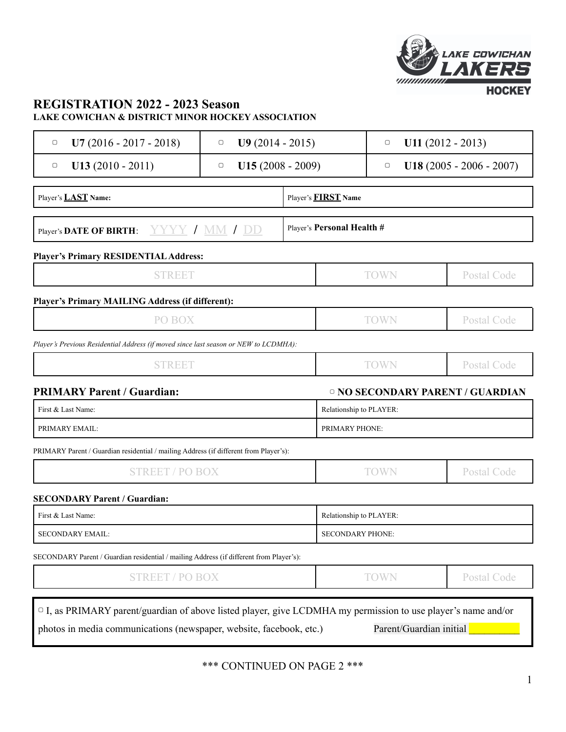# REGISTRATION 2022 - 2023 Season

**LAKE COWICHAN & DISTRICT MINOR HOCKEY ASSOCIATION**

| | | |
|---|---|---|
| ▢ **U7** (2016 - 2017 - 2018) | ▢ **U9** (2014 - 2015) | ▢ **U11** (2012 - 2013) |
| ▢ **U13** (2010 - 2011) | ▢ **U15** (2008 - 2009) | ▢ **U18** (2005 - 2006 - 2007) |

| | |
|---|---|
| Player's **LAST Name:** | Player's **FIRST Name** |

| | |
|---|---|
| Player's **DATE OF BIRTH**: YYYY / MM / DD | Player's **Personal Health #** |

**Player's Primary RESIDENTIAL Address:**

| STREET | TOWN | Postal Code |
|---|---|---|
| | | |

**Player's Primary MAILING Address (if different):**

| PO BOX | TOWN | Postal Code |
|---|---|---|
| | | |

*Player's Previous Residential Address (if moved since last season or NEW to LCDMHA):*

| STREET | TOWN | Postal Code |
|---|---|---|
| | | |

**PRIMARY Parent / Guardian:** ▢ **NO SECONDARY PARENT / GUARDIAN**

| | |
|---|---|
| First & Last Name: | Relationship to PLAYER: |
| PRIMARY EMAIL: | PRIMARY PHONE: |

PRIMARY Parent / Guardian residential / mailing Address (if different from Player's):

| STREET / PO BOX | TOWN | Postal Code |
|---|---|---|
| | | |

**SECONDARY Parent / Guardian:**

| | |
|---|---|
| First & Last Name: | Relationship to PLAYER: |
| SECONDARY EMAIL: | SECONDARY PHONE: |

SECONDARY Parent / Guardian residential / mailing Address (if different from Player's):

| STREET / PO BOX | TOWN | Postal Code |
|---|---|---|
| | | |

▢ I, as PRIMARY parent/guardian of above listed player, give LCDMHA my permission to use player's name and/or photos in media communications (newspaper, website, facebook, etc.) Parent/Guardian initial __________

*** CONTINUED ON PAGE 2 ***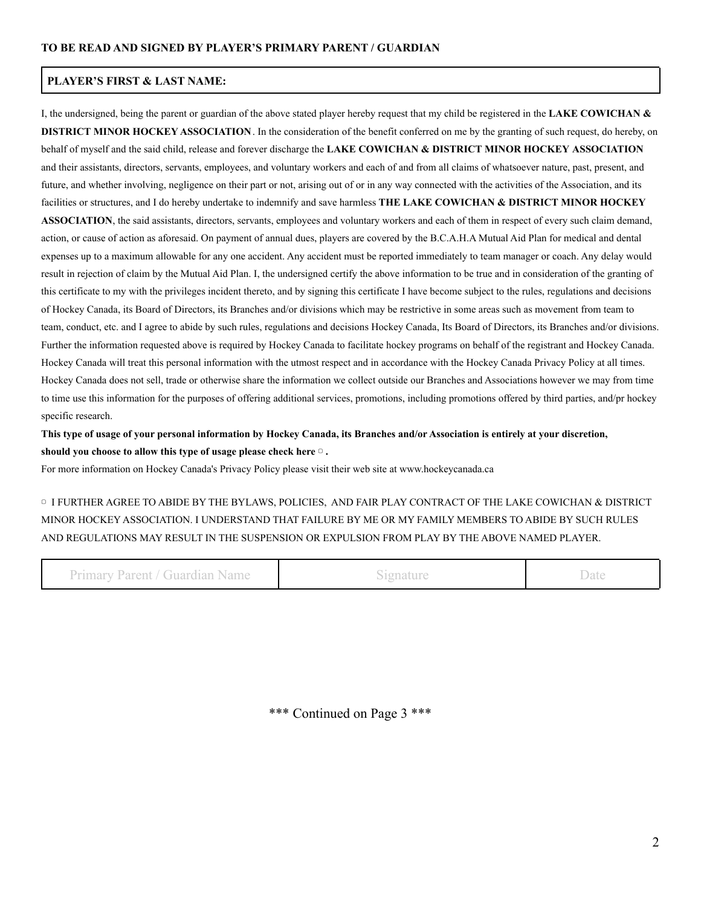**TO BE READ AND SIGNED BY PLAYER'S PRIMARY PARENT / GUARDIAN**

| **PLAYER'S FIRST & LAST NAME:** |
|---|

I, the undersigned, being the parent or guardian of the above stated player hereby request that my child be registered in the **LAKE COWICHAN & DISTRICT MINOR HOCKEY ASSOCIATION**. In the consideration of the benefit conferred on me by the granting of such request, do hereby, on behalf of myself and the said child, release and forever discharge the **LAKE COWICHAN & DISTRICT MINOR HOCKEY ASSOCIATION** and their assistants, directors, servants, employees, and voluntary workers and each of and from all claims of whatsoever nature, past, present, and future, and whether involving, negligence on their part or not, arising out of or in any way connected with the activities of the Association, and its facilities or structures, and I do hereby undertake to indemnify and save harmless **THE LAKE COWICHAN & DISTRICT MINOR HOCKEY ASSOCIATION**, the said assistants, directors, servants, employees and voluntary workers and each of them in respect of every such claim demand, action, or cause of action as aforesaid. On payment of annual dues, players are covered by the B.C.A.H.A Mutual Aid Plan for medical and dental expenses up to a maximum allowable for any one accident. Any accident must be reported immediately to team manager or coach. Any delay would result in rejection of claim by the Mutual Aid Plan. I, the undersigned certify the above information to be true and in consideration of the granting of this certificate to my with the privileges incident thereto, and by signing this certificate I have become subject to the rules, regulations and decisions of Hockey Canada, its Board of Directors, its Branches and/or divisions which may be restrictive in some areas such as movement from team to team, conduct, etc. and I agree to abide by such rules, regulations and decisions Hockey Canada, Its Board of Directors, its Branches and/or divisions. Further the information requested above is required by Hockey Canada to facilitate hockey programs on behalf of the registrant and Hockey Canada. Hockey Canada will treat this personal information with the utmost respect and in accordance with the Hockey Canada Privacy Policy at all times. Hockey Canada does not sell, trade or otherwise share the information we collect outside our Branches and Associations however we may from time to time use this information for the purposes of offering additional services, promotions, including promotions offered by third parties, and/pr hockey specific research.

**This type of usage of your personal information by Hockey Canada, its Branches and/or Association is entirely at your discretion, should you choose to allow this type of usage please check here ▢ .**

For more information on Hockey Canada's Privacy Policy please visit their web site at www.hockeycanada.ca

▢ I FURTHER AGREE TO ABIDE BY THE BYLAWS, POLICIES, AND FAIR PLAY CONTRACT OF THE LAKE COWICHAN & DISTRICT MINOR HOCKEY ASSOCIATION. I UNDERSTAND THAT FAILURE BY ME OR MY FAMILY MEMBERS TO ABIDE BY SUCH RULES AND REGULATIONS MAY RESULT IN THE SUSPENSION OR EXPULSION FROM PLAY BY THE ABOVE NAMED PLAYER.

| Primary Parent / Guardian Name | Signature | Date |
|---|---|---|

\*\*\* Continued on Page 3 \*\*\*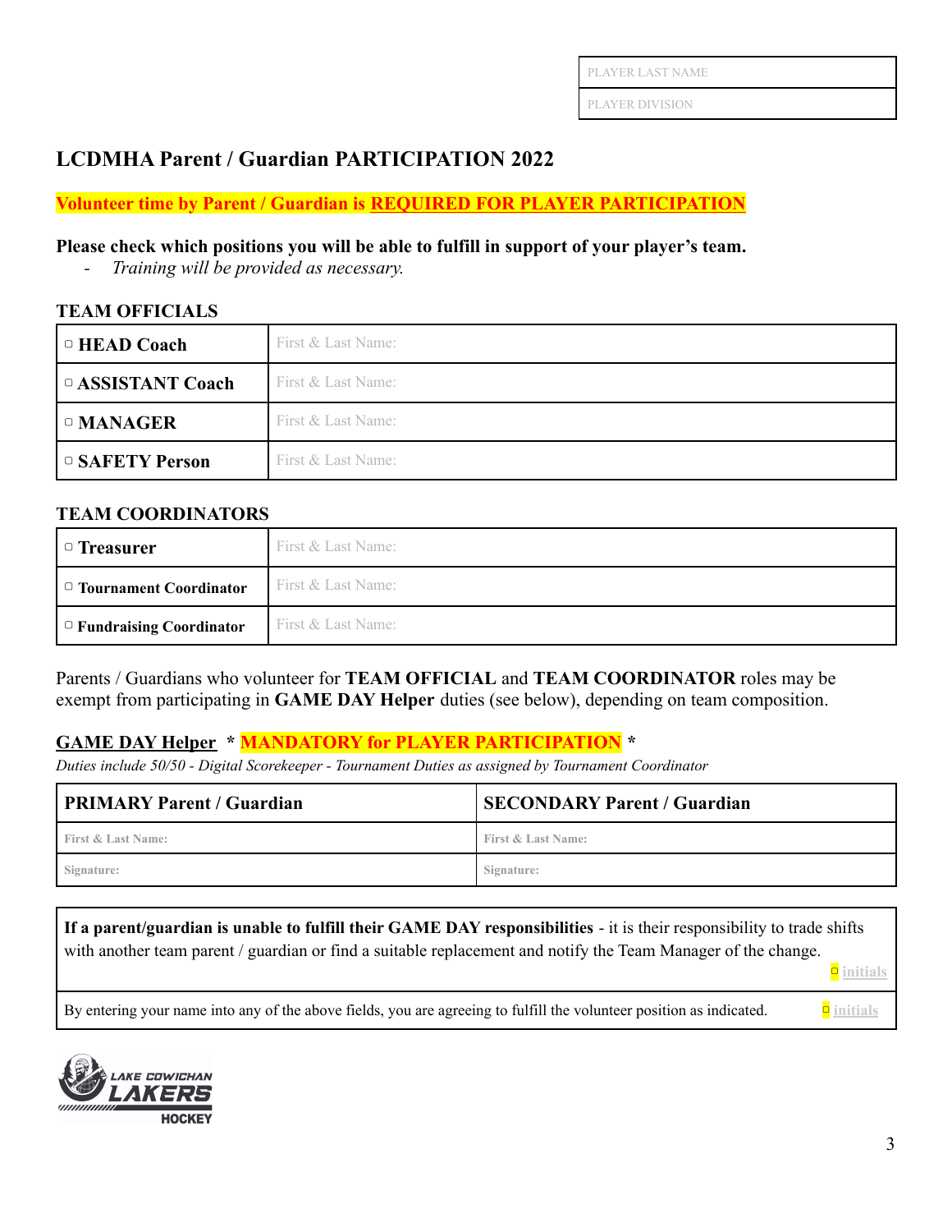| |
|---|
| PLAYER LAST NAME |
| PLAYER DIVISION |

## LCDMHA Parent / Guardian PARTICIPATION 2022

**Volunteer time by Parent / Guardian is REQUIRED FOR PLAYER PARTICIPATION**

**Please check which positions you will be able to fulfill in support of your player's team.**

- *Training will be provided as necessary.*

### TEAM OFFICIALS

| | |
|---|---|
| ▢ **HEAD Coach** | First & Last Name: |
| ▢ **ASSISTANT Coach** | First & Last Name: |
| ▢ **MANAGER** | First & Last Name: |
| ▢ **SAFETY Person** | First & Last Name: |

### TEAM COORDINATORS

| | |
|---|---|
| ▢ **Treasurer** | First & Last Name: |
| ▢ **Tournament Coordinator** | First & Last Name: |
| ▢ **Fundraising Coordinator** | First & Last Name: |

Parents / Guardians who volunteer for **TEAM OFFICIAL** and **TEAM COORDINATOR** roles may be exempt from participating in **GAME DAY Helper** duties (see below), depending on team composition.

### GAME DAY Helper * MANDATORY for PLAYER PARTICIPATION *

*Duties include 50/50 - Digital Scorekeeper - Tournament Duties as assigned by Tournament Coordinator*

| PRIMARY Parent / Guardian | SECONDARY Parent / Guardian |
|---|---|
| First & Last Name: | First & Last Name: |
| Signature: | Signature: |

| |
|---|
| **If a parent/guardian is unable to fulfill their GAME DAY responsibilities** - it is their responsibility to trade shifts with another team parent / guardian or find a suitable replacement and notify the Team Manager of the change. ▢ initials |
| By entering your name into any of the above fields, you are agreeing to fulfill the volunteer position as indicated. ▢ initials |

LAKE COWICHAN LAKERS HOCKEY